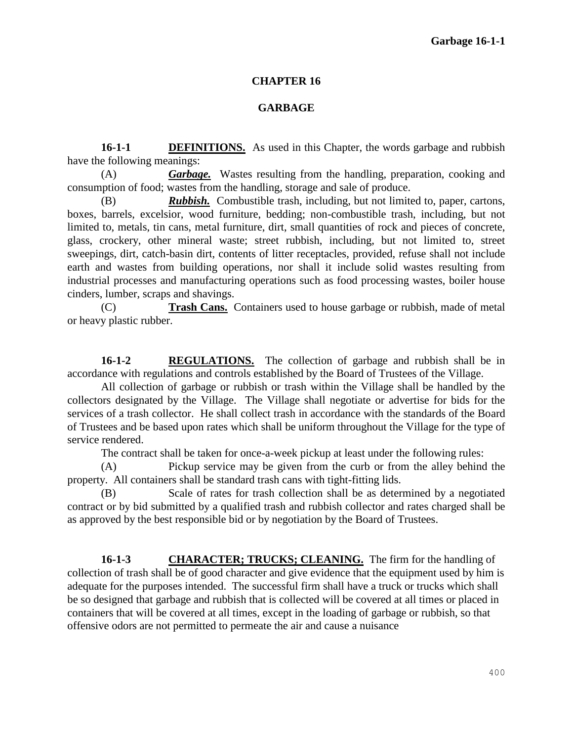# CHAPTER 16

## GARBAGE

**16-1-1** **DEFINITIONS.** As used in this Chapter, the words garbage and rubbish have the following meanings:

(A) ***Garbage.*** Wastes resulting from the handling, preparation, cooking and consumption of food; wastes from the handling, storage and sale of produce.

(B) ***Rubbish.*** Combustible trash, including, but not limited to, paper, cartons, boxes, barrels, excelsior, wood furniture, bedding; non-combustible trash, including, but not limited to, metals, tin cans, metal furniture, dirt, small quantities of rock and pieces of concrete, glass, crockery, other mineral waste; street rubbish, including, but not limited to, street sweepings, dirt, catch-basin dirt, contents of litter receptacles, provided, refuse shall not include earth and wastes from building operations, nor shall it include solid wastes resulting from industrial processes and manufacturing operations such as food processing wastes, boiler house cinders, lumber, scraps and shavings.

(C) **Trash Cans.** Containers used to house garbage or rubbish, made of metal or heavy plastic rubber.

**16-1-2** **REGULATIONS.** The collection of garbage and rubbish shall be in accordance with regulations and controls established by the Board of Trustees of the Village.

All collection of garbage or rubbish or trash within the Village shall be handled by the collectors designated by the Village. The Village shall negotiate or advertise for bids for the services of a trash collector. He shall collect trash in accordance with the standards of the Board of Trustees and be based upon rates which shall be uniform throughout the Village for the type of service rendered.

The contract shall be taken for once-a-week pickup at least under the following rules:

(A) Pickup service may be given from the curb or from the alley behind the property. All containers shall be standard trash cans with tight-fitting lids.

(B) Scale of rates for trash collection shall be as determined by a negotiated contract or by bid submitted by a qualified trash and rubbish collector and rates charged shall be as approved by the best responsible bid or by negotiation by the Board of Trustees.

**16-1-3** **CHARACTER; TRUCKS; CLEANING.** The firm for the handling of collection of trash shall be of good character and give evidence that the equipment used by him is adequate for the purposes intended. The successful firm shall have a truck or trucks which shall be so designed that garbage and rubbish that is collected will be covered at all times or placed in containers that will be covered at all times, except in the loading of garbage or rubbish, so that offensive odors are not permitted to permeate the air and cause a nuisance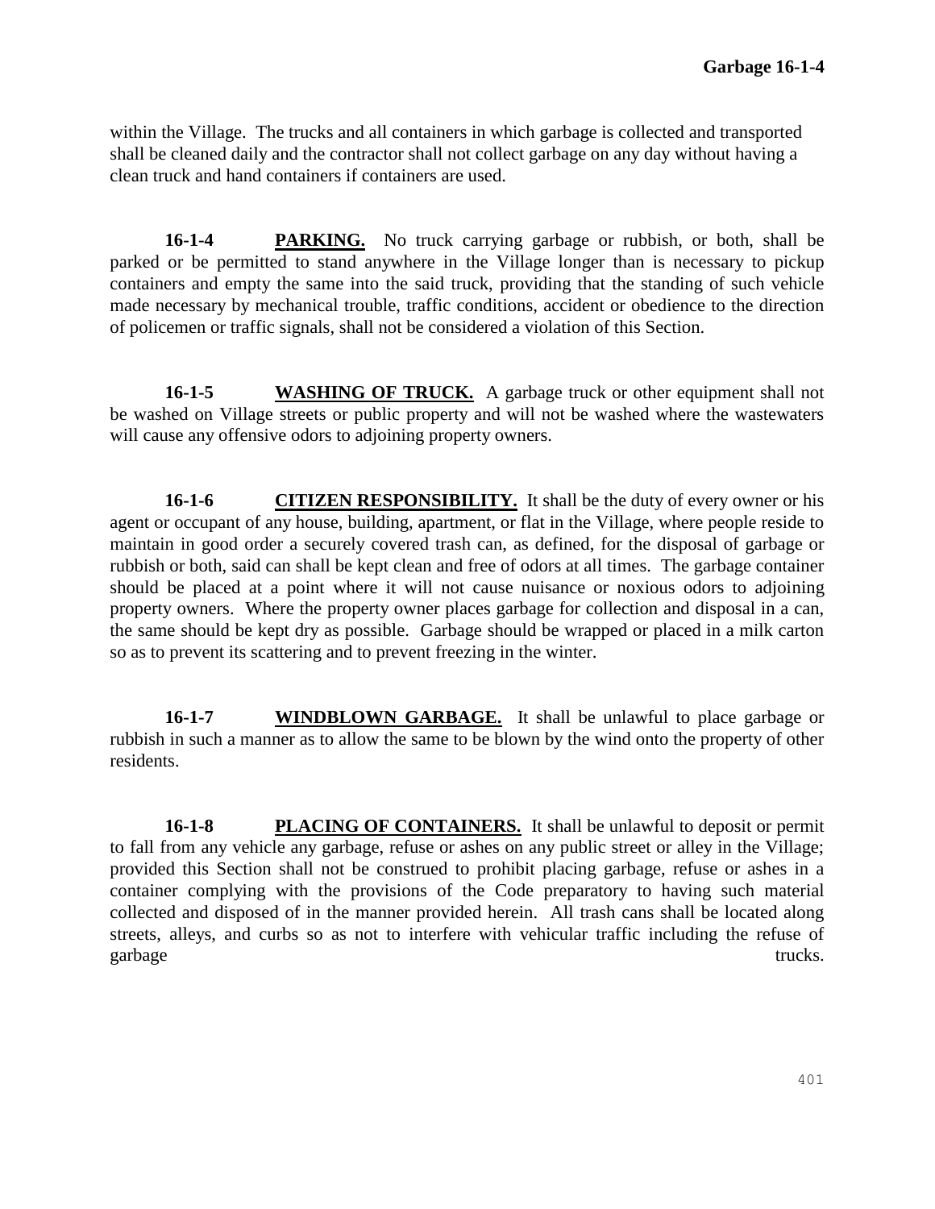within the Village. The trucks and all containers in which garbage is collected and transported shall be cleaned daily and the contractor shall not collect garbage on any day without having a clean truck and hand containers if containers are used.

**16-1-4 PARKING.** No truck carrying garbage or rubbish, or both, shall be parked or be permitted to stand anywhere in the Village longer than is necessary to pickup containers and empty the same into the said truck, providing that the standing of such vehicle made necessary by mechanical trouble, traffic conditions, accident or obedience to the direction of policemen or traffic signals, shall not be considered a violation of this Section.

**16-1-5 WASHING OF TRUCK.** A garbage truck or other equipment shall not be washed on Village streets or public property and will not be washed where the wastewaters will cause any offensive odors to adjoining property owners.

**16-1-6 CITIZEN RESPONSIBILITY.** It shall be the duty of every owner or his agent or occupant of any house, building, apartment, or flat in the Village, where people reside to maintain in good order a securely covered trash can, as defined, for the disposal of garbage or rubbish or both, said can shall be kept clean and free of odors at all times. The garbage container should be placed at a point where it will not cause nuisance or noxious odors to adjoining property owners. Where the property owner places garbage for collection and disposal in a can, the same should be kept dry as possible. Garbage should be wrapped or placed in a milk carton so as to prevent its scattering and to prevent freezing in the winter.

**16-1-7 WINDBLOWN GARBAGE.** It shall be unlawful to place garbage or rubbish in such a manner as to allow the same to be blown by the wind onto the property of other residents.

**16-1-8 PLACING OF CONTAINERS.** It shall be unlawful to deposit or permit to fall from any vehicle any garbage, refuse or ashes on any public street or alley in the Village; provided this Section shall not be construed to prohibit placing garbage, refuse or ashes in a container complying with the provisions of the Code preparatory to having such material collected and disposed of in the manner provided herein. All trash cans shall be located along streets, alleys, and curbs so as not to interfere with vehicular traffic including the refuse of garbage trucks.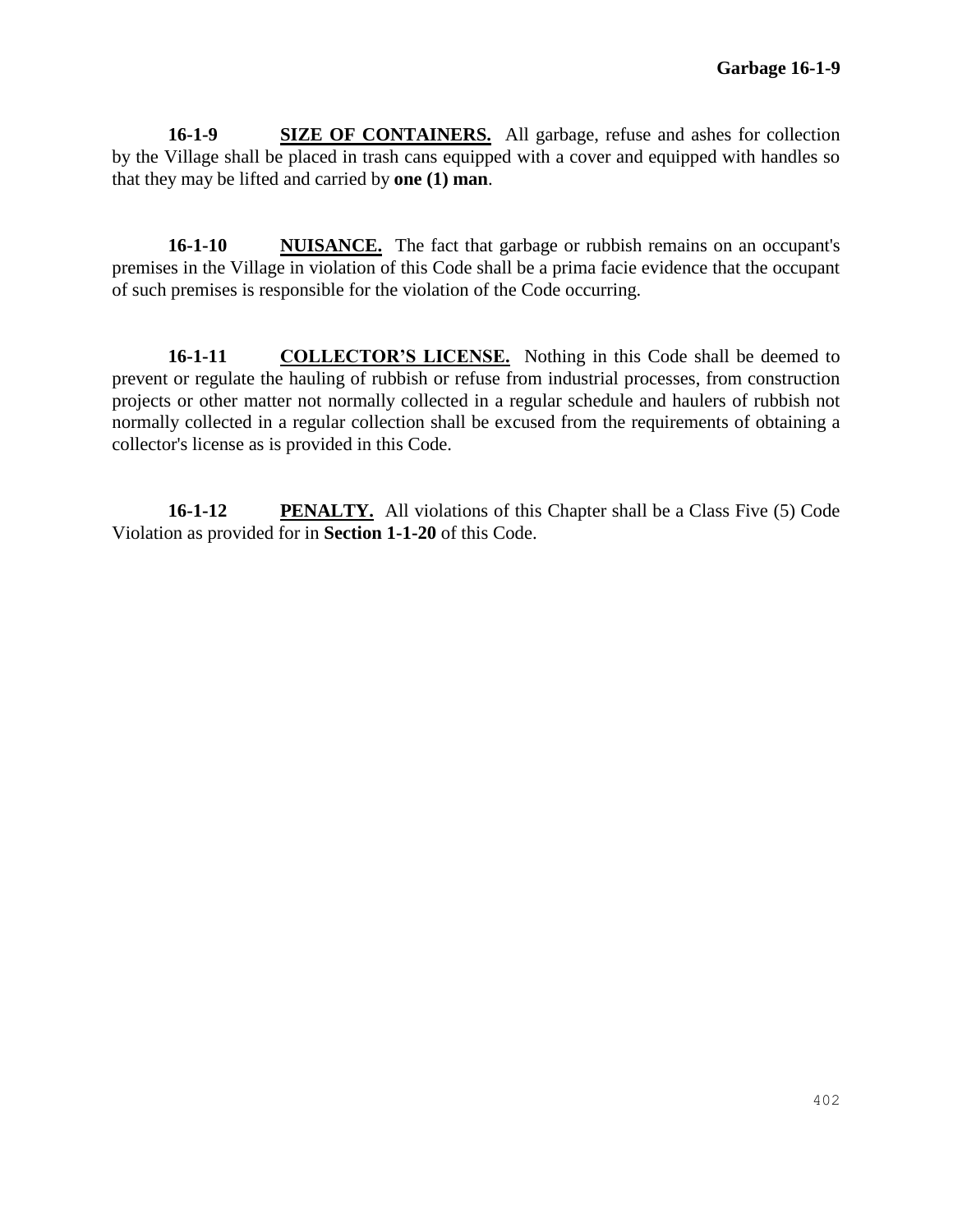**16-1-9** **<u>SIZE OF CONTAINERS.</u>** All garbage, refuse and ashes for collection by the Village shall be placed in trash cans equipped with a cover and equipped with handles so that they may be lifted and carried by **one (1) man**.

**16-1-10** **<u>NUISANCE.</u>** The fact that garbage or rubbish remains on an occupant's premises in the Village in violation of this Code shall be a prima facie evidence that the occupant of such premises is responsible for the violation of the Code occurring.

**16-1-11** **<u>COLLECTOR'S LICENSE.</u>** Nothing in this Code shall be deemed to prevent or regulate the hauling of rubbish or refuse from industrial processes, from construction projects or other matter not normally collected in a regular schedule and haulers of rubbish not normally collected in a regular collection shall be excused from the requirements of obtaining a collector's license as is provided in this Code.

**16-1-12** **<u>PENALTY.</u>** All violations of this Chapter shall be a Class Five (5) Code Violation as provided for in **Section 1-1-20** of this Code.